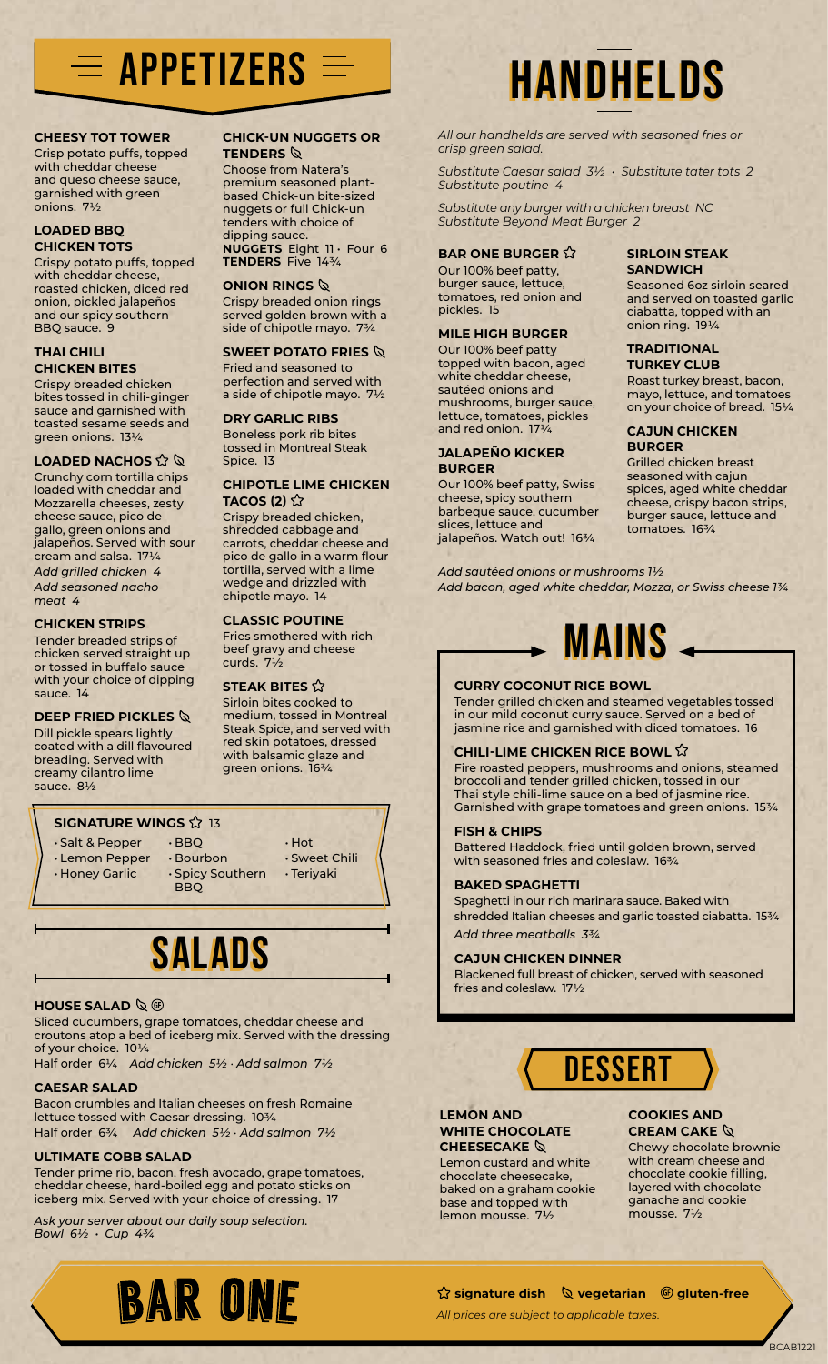# APPETIZERS

### CHEESY TOT TOWER
Crisp potato puffs, topped with cheddar cheese and queso cheese sauce, garnished with green onions. 7½

### LOADED BBQ CHICKEN TOTS
Crispy potato puffs, topped with cheddar cheese, roasted chicken, diced red onion, pickled jalapeños and our spicy southern BBQ sauce. 9

### THAI CHILI CHICKEN BITES
Crispy breaded chicken bites tossed in chili-ginger sauce and garnished with toasted sesame seeds and green onions. 13¼

### LOADED NACHOS ☆ (vegetarian)
Crunchy corn tortilla chips loaded with cheddar and Mozzarella cheeses, zesty cheese sauce, pico de gallo, green onions and jalapeños. Served with sour cream and salsa. 17¼

*Add grilled chicken 4*
*Add seasoned nacho meat 4*

### CHICKEN STRIPS
Tender breaded strips of chicken served straight up or tossed in buffalo sauce with your choice of dipping sauce. 14

### DEEP FRIED PICKLES (vegetarian)
Dill pickle spears lightly coated with a dill flavoured breading. Served with creamy cilantro lime sauce. 8½

### CHICK-UN NUGGETS OR TENDERS (vegetarian)
Choose from Natera's premium seasoned plant-based Chick-un bite-sized nuggets or full Chick-un tenders with choice of dipping sauce.
**NUGGETS** Eight 11 · Four 6
**TENDERS** Five 14¾

### ONION RINGS (vegetarian)
Crispy breaded onion rings served golden brown with a side of chipotle mayo. 7¾

### SWEET POTATO FRIES (vegetarian)
Fried and seasoned to perfection and served with a side of chipotle mayo. 7½

### DRY GARLIC RIBS
Boneless pork rib bites tossed in Montreal Steak Spice. 13

### CHIPOTLE LIME CHICKEN TACOS (2) ☆
Crispy breaded chicken, shredded cabbage and carrots, cheddar cheese and pico de gallo in a warm flour tortilla, served with a lime wedge and drizzled with chipotle mayo. 14

### CLASSIC POUTINE
Fries smothered with rich beef gravy and cheese curds. 7½

### STEAK BITES ☆
Sirloin bites cooked to medium, tossed in Montreal Steak Spice, and served with red skin potatoes, dressed with balsamic glaze and green onions. 16¾

### SIGNATURE WINGS ☆ 13
- Salt & Pepper
- Lemon Pepper
- Honey Garlic
- BBQ
- Bourbon
- Spicy Southern BBQ
- Hot
- Sweet Chili
- Teriyaki

# SALADS

### HOUSE SALAD (vegetarian) (gluten-free)
Sliced cucumbers, grape tomatoes, cheddar cheese and croutons atop a bed of iceberg mix. Served with the dressing of your choice. 10¼
Half order 6¼ *Add chicken 5½ · Add salmon 7½*

### CAESAR SALAD
Bacon crumbles and Italian cheeses on fresh Romaine lettuce tossed with Caesar dressing. 10¾
Half order 6¾ *Add chicken 5½ · Add salmon 7½*

### ULTIMATE COBB SALAD
Tender prime rib, bacon, fresh avocado, grape tomatoes, cheddar cheese, hard-boiled egg and potato sticks on iceberg mix. Served with your choice of dressing. 17

*Ask your server about our daily soup selection.*
*Bowl 6½ · Cup 4¾*

# HANDHELDS

*All our handhelds are served with seasoned fries or crisp green salad.*

*Substitute Caesar salad 3½ · Substitute tater tots 2*
*Substitute poutine 4*

*Substitute any burger with a chicken breast NC*
*Substitute Beyond Meat Burger 2*

### BAR ONE BURGER ☆
Our 100% beef patty, burger sauce, lettuce, tomatoes, red onion and pickles. 15

### MILE HIGH BURGER
Our 100% beef patty topped with bacon, aged white cheddar cheese, sautéed onions and mushrooms, burger sauce, lettuce, tomatoes, pickles and red onion. 17¼

### JALAPEÑO KICKER BURGER
Our 100% beef patty, Swiss cheese, spicy southern barbeque sauce, cucumber slices, lettuce and jalapeños. Watch out! 16¾

### SIRLOIN STEAK SANDWICH
Seasoned 6oz sirloin seared and served on toasted garlic ciabatta, topped with an onion ring. 19¼

### TRADITIONAL TURKEY CLUB
Roast turkey breast, bacon, mayo, lettuce, and tomatoes on your choice of bread. 15¼

### CAJUN CHICKEN BURGER
Grilled chicken breast seasoned with cajun spices, aged white cheddar cheese, crispy bacon strips, burger sauce, lettuce and tomatoes. 16¾

*Add sautéed onions or mushrooms 1½*
*Add bacon, aged white cheddar, Mozza, or Swiss cheese 1¾*

# MAINS

### CURRY COCONUT RICE BOWL
Tender grilled chicken and steamed vegetables tossed in our mild coconut curry sauce. Served on a bed of jasmine rice and garnished with diced tomatoes. 16

### CHILI-LIME CHICKEN RICE BOWL ☆
Fire roasted peppers, mushrooms and onions, steamed broccoli and tender grilled chicken, tossed in our Thai style chili-lime sauce on a bed of jasmine rice. Garnished with grape tomatoes and green onions. 15¾

### FISH & CHIPS
Battered Haddock, fried until golden brown, served with seasoned fries and coleslaw. 16¾

### BAKED SPAGHETTI
Spaghetti in our rich marinara sauce. Baked with shredded Italian cheeses and garlic toasted ciabatta. 15¾
*Add three meatballs 3¾*

### CAJUN CHICKEN DINNER
Blackened full breast of chicken, served with seasoned fries and coleslaw. 17½

# DESSERT

### LEMON AND WHITE CHOCOLATE CHEESECAKE (vegetarian)
Lemon custard and white chocolate cheesecake, baked on a graham cookie base and topped with lemon mousse. 7½

### COOKIES AND CREAM CAKE (vegetarian)
Chewy chocolate brownie with cream cheese and chocolate cookie filling, layered with chocolate ganache and cookie mousse. 7½

**BAR ONE**

☆ **signature dish** (vegetarian icon) **vegetarian** (GF icon) **gluten-free**

*All prices are subject to applicable taxes.*

BCAB1221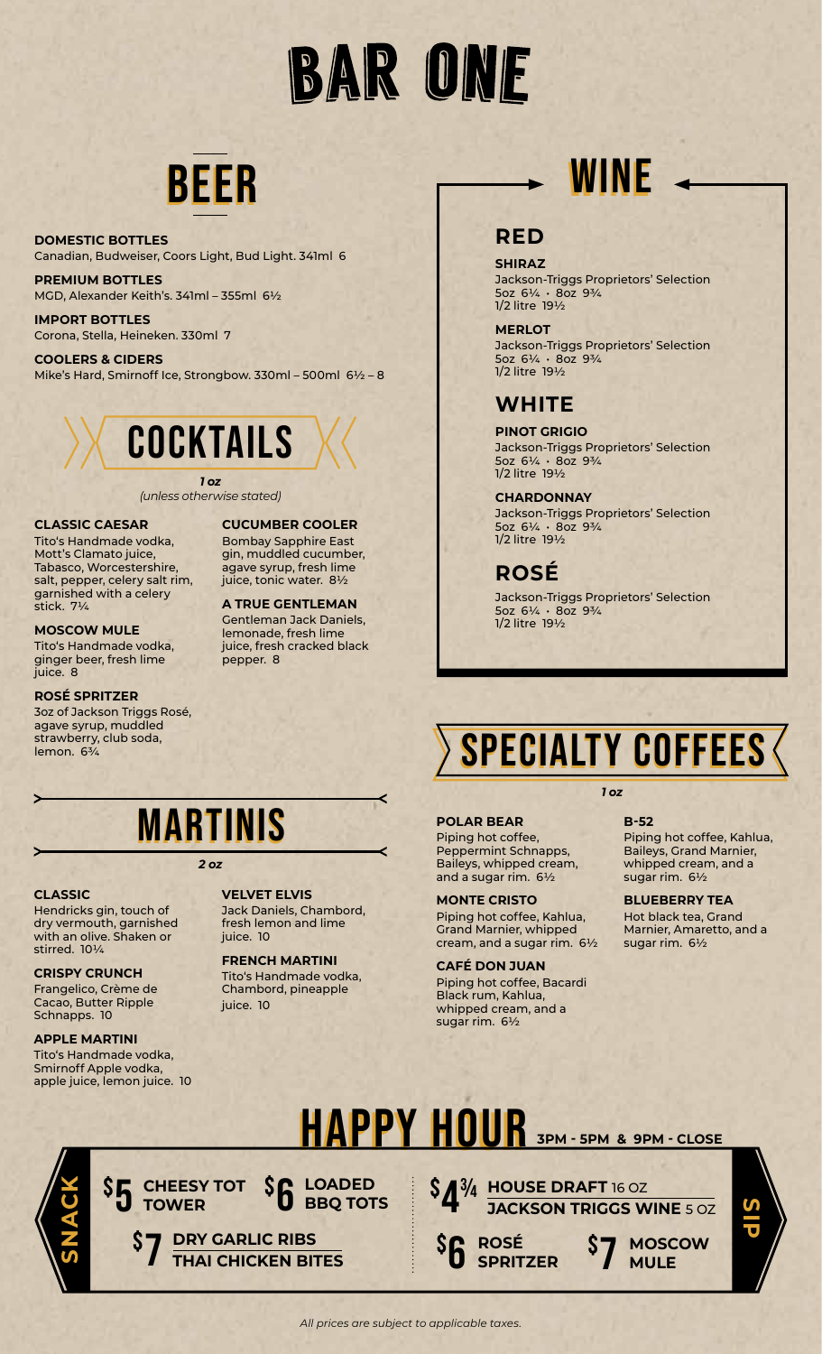# BAR ONE

## BEER

**DOMESTIC BOTTLES**
Canadian, Budweiser, Coors Light, Bud Light. 341ml 6

**PREMIUM BOTTLES**
MGD, Alexander Keith's. 341ml – 355ml 6½

**IMPORT BOTTLES**
Corona, Stella, Heineken. 330ml 7

**COOLERS & CIDERS**
Mike's Hard, Smirnoff Ice, Strongbow. 330ml – 500ml 6½ – 8

## COCKTAILS

***1 oz***
*(unless otherwise stated)*

**CLASSIC CAESAR**
Tito's Handmade vodka, Mott's Clamato juice, Tabasco, Worcestershire, salt, pepper, celery salt rim, garnished with a celery stick. 7¼

**MOSCOW MULE**
Tito's Handmade vodka, ginger beer, fresh lime juice. 8

**ROSÉ SPRITZER**
3oz of Jackson Triggs Rosé, agave syrup, muddled strawberry, club soda, lemon. 6¾

**CUCUMBER COOLER**
Bombay Sapphire East gin, muddled cucumber, agave syrup, fresh lime juice, tonic water. 8½

**A TRUE GENTLEMAN**
Gentleman Jack Daniels, lemonade, fresh lime juice, fresh cracked black pepper. 8

## MARTINIS

***2 oz***

**CLASSIC**
Hendricks gin, touch of dry vermouth, garnished with an olive. Shaken or stirred. 10¼

**CRISPY CRUNCH**
Frangelico, Crème de Cacao, Butter Ripple Schnapps. 10

**APPLE MARTINI**
Tito's Handmade vodka, Smirnoff Apple vodka, apple juice, lemon juice. 10

**VELVET ELVIS**
Jack Daniels, Chambord, fresh lemon and lime juice. 10

**FRENCH MARTINI**
Tito's Handmade vodka, Chambord, pineapple juice. 10

## WINE

### RED

**SHIRAZ**
Jackson-Triggs Proprietors' Selection
5oz 6¼ · 8oz 9¾
1/2 litre 19½

**MERLOT**
Jackson-Triggs Proprietors' Selection
5oz 6¼ · 8oz 9¾
1/2 litre 19½

### WHITE

**PINOT GRIGIO**
Jackson-Triggs Proprietors' Selection
5oz 6¼ · 8oz 9¾
1/2 litre 19½

**CHARDONNAY**
Jackson-Triggs Proprietors' Selection
5oz 6¼ · 8oz 9¾
1/2 litre 19½

### ROSÉ

Jackson-Triggs Proprietors' Selection
5oz 6¼ · 8oz 9¾
1/2 litre 19½

## SPECIALTY COFFEES

***1 oz***

**POLAR BEAR**
Piping hot coffee, Peppermint Schnapps, Baileys, whipped cream, and a sugar rim. 6½

**MONTE CRISTO**
Piping hot coffee, Kahlua, Grand Marnier, whipped cream, and a sugar rim. 6½

**CAFÉ DON JUAN**
Piping hot coffee, Bacardi Black rum, Kahlua, whipped cream, and a sugar rim. 6½

**B-52**
Piping hot coffee, Kahlua, Baileys, Grand Marnier, whipped cream, and a sugar rim. 6½

**BLUEBERRY TEA**
Hot black tea, Grand Marnier, Amaretto, and a sugar rim. 6½

## HAPPY HOUR 3PM - 5PM & 9PM - CLOSE

**SNACK**

$5 **CHEESY TOT TOWER**

$6 **LOADED BBQ TOTS**

$7 **DRY GARLIC RIBS** / **THAI CHICKEN BITES**

**SIP**

$4¾ **HOUSE DRAFT** 16 OZ / **JACKSON TRIGGS WINE** 5 OZ

$6 **ROSÉ SPRITZER**

$7 **MOSCOW MULE**

*All prices are subject to applicable taxes.*